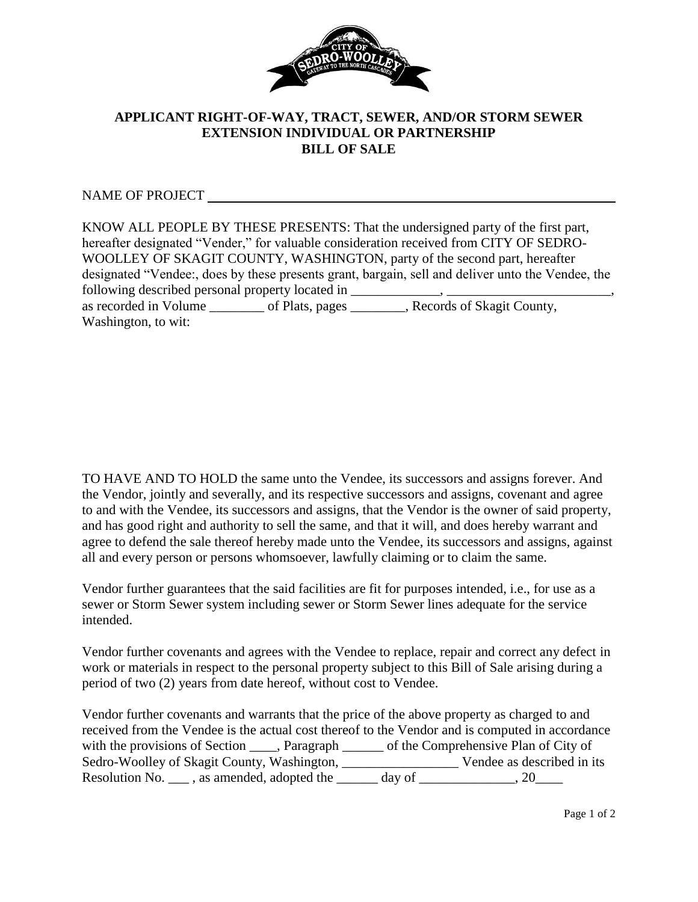# APPLICANT RIGHT-OF-WAY, TRACT, SEWER, AND/OR STORM SEWER EXTENSION INDIVIDUAL OR PARTNERSHIP BILL OF SALE

NAME OF PROJECT ____________________________________________________________

KNOW ALL PEOPLE BY THESE PRESENTS: That the undersigned party of the first part, hereafter designated "Vender," for valuable consideration received from CITY OF SEDRO-WOOLLEY OF SKAGIT COUNTY, WASHINGTON, party of the second part, hereafter designated "Vendee:, does by these presents grant, bargain, sell and deliver unto the Vendee, the following described personal property located in _____________, ________________________, as recorded in Volume ________ of Plats, pages ________, Records of Skagit County, Washington, to wit:

TO HAVE AND TO HOLD the same unto the Vendee, its successors and assigns forever. And the Vendor, jointly and severally, and its respective successors and assigns, covenant and agree to and with the Vendee, its successors and assigns, that the Vendor is the owner of said property, and has good right and authority to sell the same, and that it will, and does hereby warrant and agree to defend the sale thereof hereby made unto the Vendee, its successors and assigns, against all and every person or persons whomsoever, lawfully claiming or to claim the same.

Vendor further guarantees that the said facilities are fit for purposes intended, i.e., for use as a sewer or Storm Sewer system including sewer or Storm Sewer lines adequate for the service intended.

Vendor further covenants and agrees with the Vendee to replace, repair and correct any defect in work or materials in respect to the personal property subject to this Bill of Sale arising during a period of two (2) years from date hereof, without cost to Vendee.

Vendor further covenants and warrants that the price of the above property as charged to and received from the Vendee is the actual cost thereof to the Vendor and is computed in accordance with the provisions of Section ____, Paragraph ______ of the Comprehensive Plan of City of Sedro-Woolley of Skagit County, Washington, _________________ Vendee as described in its Resolution No. ___ , as amended, adopted the ______ day of ______________, 20____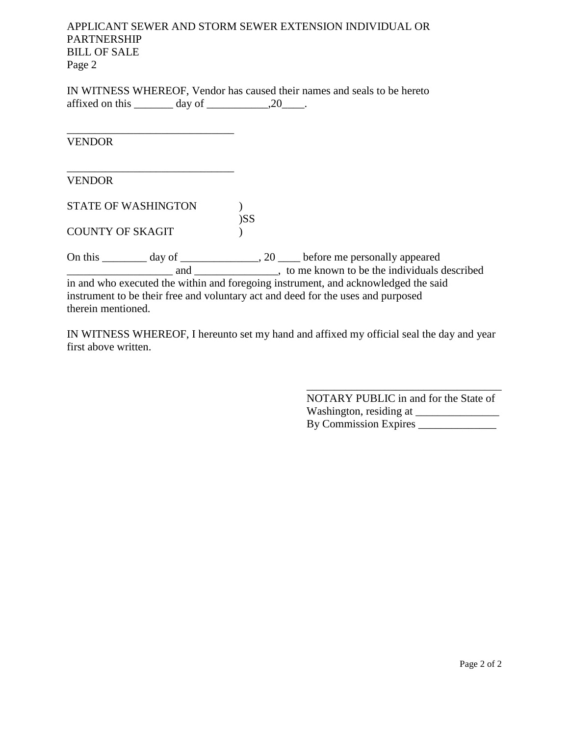APPLICANT SEWER AND STORM SEWER EXTENSION INDIVIDUAL OR PARTNERSHIP
BILL OF SALE
Page 2

IN WITNESS WHEREOF, Vendor has caused their names and seals to be hereto affixed on this _______ day of ___________,20____.

______________________________
VENDOR

______________________________
VENDOR

STATE OF WASHINGTON )
)SS
COUNTY OF SKAGIT )

On this ________ day of ______________, 20 ____ before me personally appeared __________________ and _______________, to me known to be the individuals described in and who executed the within and foregoing instrument, and acknowledged the said instrument to be their free and voluntary act and deed for the uses and purposed therein mentioned.

IN WITNESS WHEREOF, I hereunto set my hand and affixed my official seal the day and year first above written.

___________________________________
NOTARY PUBLIC in and for the State of Washington, residing at _______________
By Commission Expires ______________